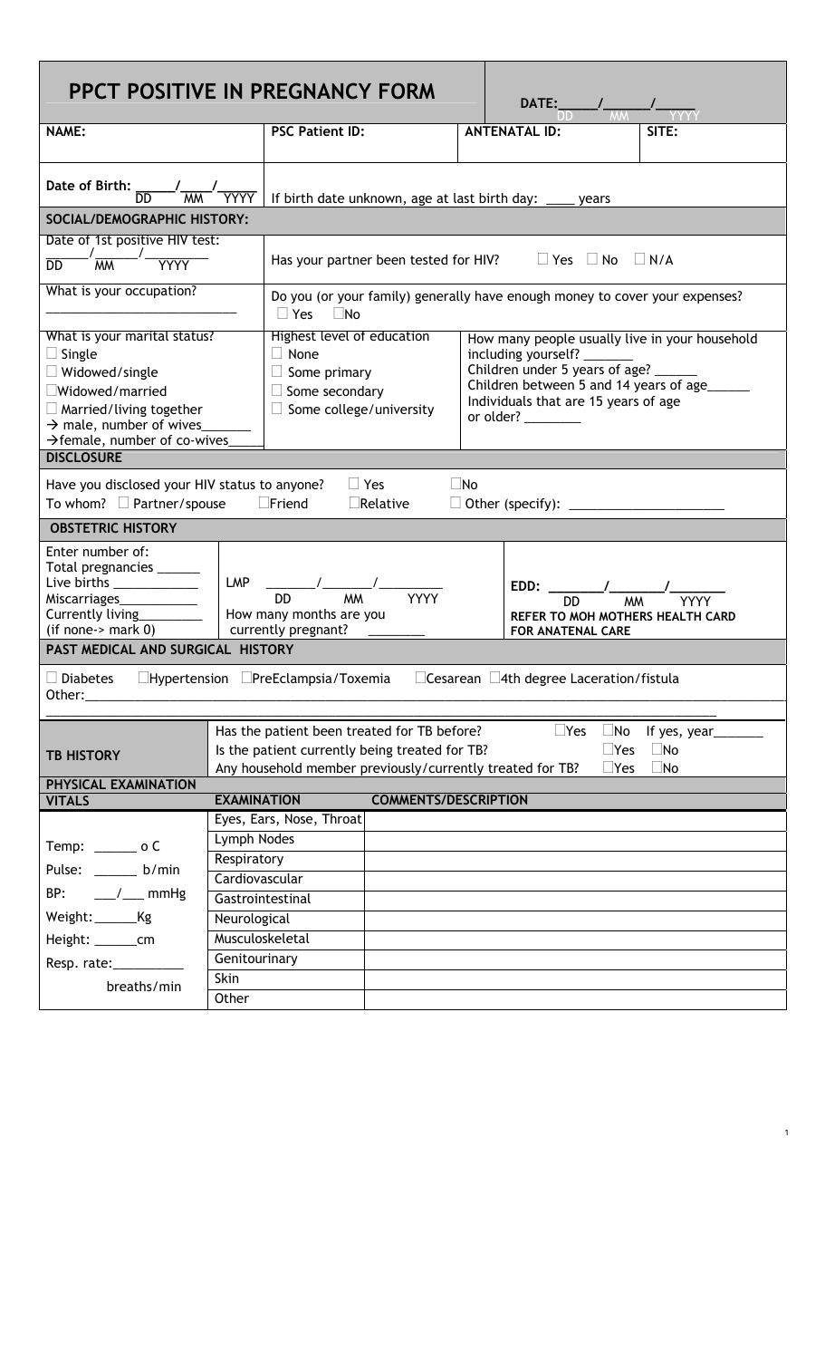# PPCT POSITIVE IN PREGNANCY FORM

DATE: ____/____/____ (DD / MM / YYYY)

| NAME: | PSC Patient ID: | ANTENATAL ID: | SITE: |
|---|---|---|---|
| | | | |

Date of Birth: ____/____/____ (DD / MM / YYYY) If birth date unknown, age at last birth day: ____ years

## SOCIAL/DEMOGRAPHIC HISTORY:

Date of 1st positive HIV test: ____/____/____ (DD / MM / YYYY)

Has your partner been tested for HIV? ☐ Yes ☐ No ☐ N/A

What is your occupation? ____________________

Do you (or your family) generally have enough money to cover your expenses? ☐ Yes ☐ No

What is your marital status?
- ☐ Single
- ☐ Widowed/single
- ☐ Widowed/married
- ☐ Married/living together
- → male, number of wives_______
- → female, number of co-wives_____

Highest level of education
- ☐ None
- ☐ Some primary
- ☐ Some secondary
- ☐ Some college/university

How many people usually live in your household including yourself? _______
Children under 5 years of age? ______
Children between 5 and 14 years of age______
Individuals that are 15 years of age or older? ________

## DISCLOSURE

Have you disclosed your HIV status to anyone? ☐ Yes ☐ No

To whom? ☐ Partner/spouse ☐ Friend ☐ Relative ☐ Other (specify): ____________________

## OBSTETRIC HISTORY

Enter number of:
Total pregnancies ______
Live births ____________
Miscarriages___________
Currently living_________
(if none-> mark 0)

LMP ____/____/____ (DD / MM / YYYY)
How many months are you currently pregnant? ________

EDD: ____/____/____ (DD / MM / YYYY)
**REFER TO MOH MOTHERS HEALTH CARD FOR ANATENAL CARE**

## PAST MEDICAL AND SURGICAL HISTORY

☐ Diabetes ☐ Hypertension ☐ PreEclampsia/Toxemia ☐ Cesarean ☐ 4th degree Laceration/fistula

Other:______________________________________________________________________________

## TB HISTORY

Has the patient been treated for TB before? ☐ Yes ☐ No If yes, year_______

Is the patient currently being treated for TB? ☐ Yes ☐ No

Any household member previously/currently treated for TB? ☐ Yes ☐ No

## PHYSICAL EXAMINATION

| VITALS | EXAMINATION | COMMENTS/DESCRIPTION |
|---|---|---|
| Temp: ______ o C | Eyes, Ears, Nose, Throat | |
| Pulse: ______ b/min | Lymph Nodes | |
| BP: ___/___ mmHg | Respiratory | |
| Weight: ______Kg | Cardiovascular | |
| Height: ______cm | Gastrointestinal | |
| Resp. rate:_________ breaths/min | Neurological | |
| | Musculoskeletal | |
| | Genitourinary | |
| | Skin | |
| | Other | |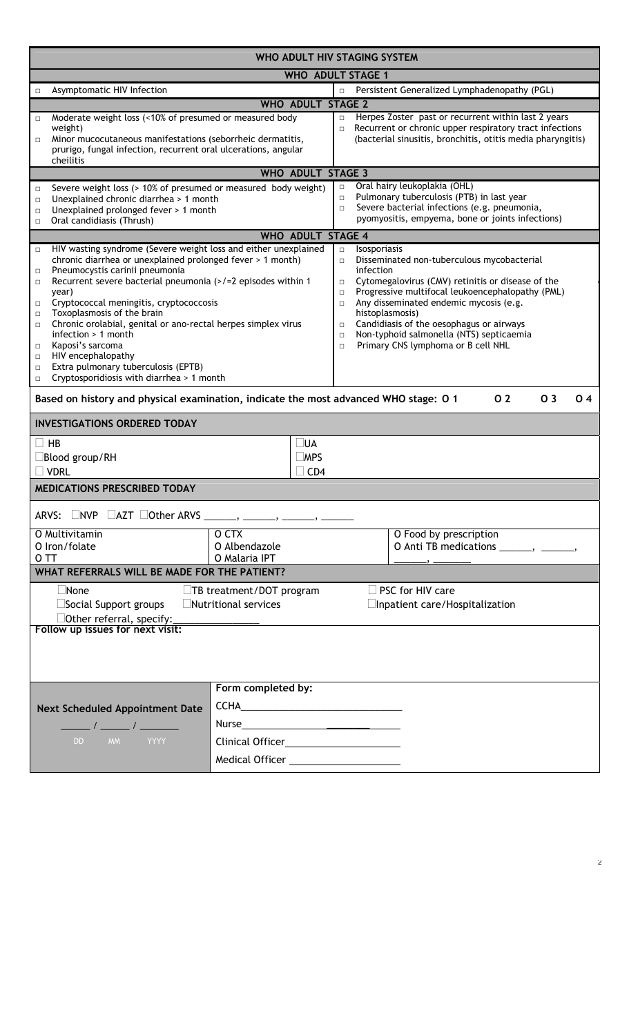## WHO ADULT HIV STAGING SYSTEM

### WHO ADULT STAGE 1

| | |
|---|---|
| □ Asymptomatic HIV Infection | □ Persistent Generalized Lymphadenopathy (PGL) |

### WHO ADULT STAGE 2

| | |
|---|---|
| □ Moderate weight loss (<10% of presumed or measured body weight)<br>□ Minor mucocutaneous manifestations (seborrheic dermatitis, prurigo, fungal infection, recurrent oral ulcerations, angular cheilitis | □ Herpes Zoster past or recurrent within last 2 years<br>□ Recurrent or chronic upper respiratory tract infections (bacterial sinusitis, bronchitis, otitis media pharyngitis) |

### WHO ADULT STAGE 3

| | |
|---|---|
| □ Severe weight loss (> 10% of presumed or measured body weight)<br>□ Unexplained chronic diarrhea > 1 month<br>□ Unexplained prolonged fever > 1 month<br>□ Oral candidiasis (Thrush) | □ Oral hairy leukoplakia (OHL)<br>□ Pulmonary tuberculosis (PTB) in last year<br>□ Severe bacterial infections (e.g. pneumonia, pyomyositis, empyema, bone or joints infections) |

### WHO ADULT STAGE 4

| | |
|---|---|
| □ HIV wasting syndrome (Severe weight loss and either unexplained chronic diarrhea or unexplained prolonged fever > 1 month)<br>□ Pneumocystis carinii pneumonia<br>□ Recurrent severe bacterial pneumonia (>/=2 episodes within 1 year)<br>□ Cryptococcal meningitis, cryptococcosis<br>□ Toxoplasmosis of the brain<br>□ Chronic orolabial, genital or ano-rectal herpes simplex virus infection > 1 month<br>□ Kaposi's sarcoma<br>□ HIV encephalopathy<br>□ Extra pulmonary tuberculosis (EPTB)<br>□ Cryptosporidiosis with diarrhea > 1 month | □ Isosporiasis<br>□ Disseminated non-tuberculous mycobacterial infection<br>□ Cytomegalovirus (CMV) retinitis or disease of the<br>□ Progressive multifocal leukoencephalopathy (PML)<br>□ Any disseminated endemic mycosis (e.g. histoplasmosis)<br>□ Candidiasis of the oesophagus or airways<br>□ Non-typhoid salmonella (NTS) septicaemia<br>□ Primary CNS lymphoma or B cell NHL |

**Based on history and physical examination, indicate the most advanced WHO stage: O 1 O 2 O 3 O 4**

### INVESTIGATIONS ORDERED TODAY

| | |
|---|---|
| □ HB | □ UA |
| □ Blood group/RH | □ MPS |
| □ VDRL | □ CD4 |

### MEDICATIONS PRESCRIBED TODAY

ARVS: □ NVP □ AZT □ Other ARVS ______, ______, ______, ______

| | | |
|---|---|---|
| O Multivitamin | O CTX | O Food by prescription |
| O Iron/folate | O Albendazole | O Anti TB medications ______, ______, ______, ______ |
| O TT | O Malaria IPT | |

### WHAT REFERRALS WILL BE MADE FOR THE PATIENT?

| | | |
|---|---|---|
| □ None | □ TB treatment/DOT program | □ PSC for HIV care |
| □ Social Support groups | □ Nutritional services | □ Inpatient care/Hospitalization |
| □ Other referral, specify: ______________ | | |

**Follow up issues for next visit:**

| | |
|---|---|
| **Next Scheduled Appointment Date**<br>_____ / _____ / _______<br>DD MM YYYY | **Form completed by:**<br>CCHA____________________________<br>Nurse____________________________<br>Clinical Officer____________________<br>Medical Officer ____________________ |